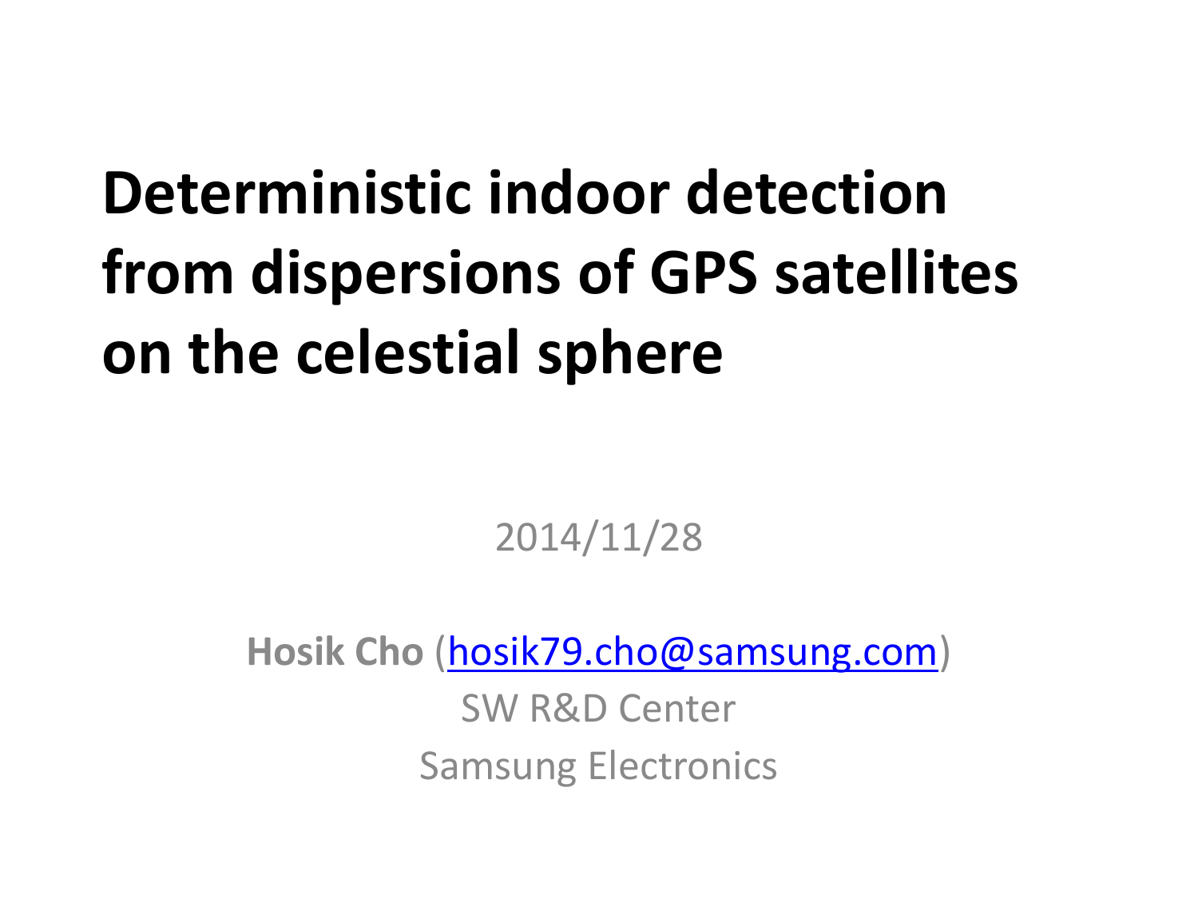# Deterministic indoor detection from dispersions of GPS satellites on the celestial sphere

2014/11/28

**Hosik Cho** (hosik79.cho@samsung.com)

SW R&D Center

Samsung Electronics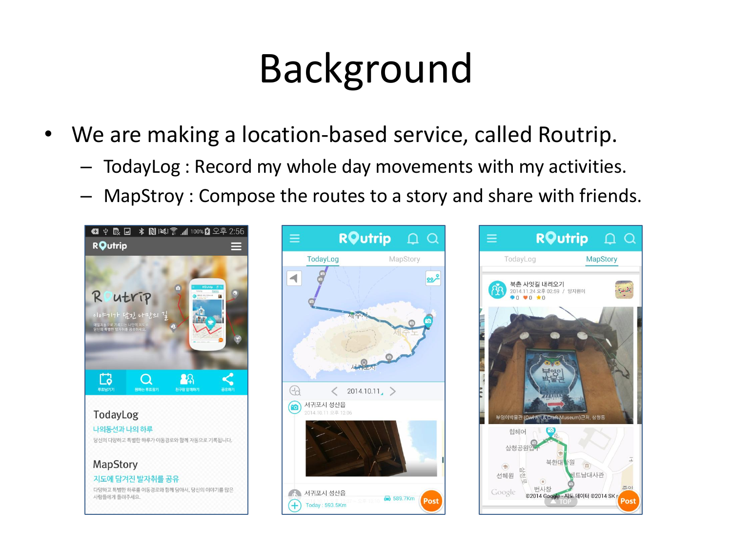# Background

- We are making a location-based service, called Routrip.
  - TodayLog : Record my whole day movements with my activities.
  - MapStroy : Compose the routes to a story and share with friends.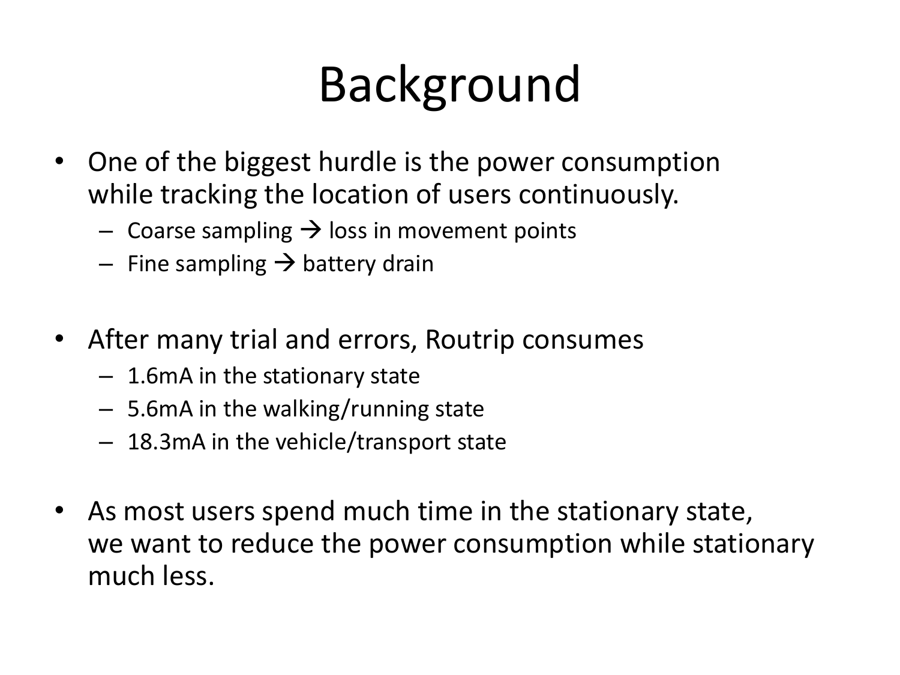# Background

- One of the biggest hurdle is the power consumption while tracking the location of users continuously.
  - Coarse sampling → loss in movement points
  - Fine sampling → battery drain

- After many trial and errors, Routrip consumes
  - 1.6mA in the stationary state
  - 5.6mA in the walking/running state
  - 18.3mA in the vehicle/transport state

- As most users spend much time in the stationary state, we want to reduce the power consumption while stationary much less.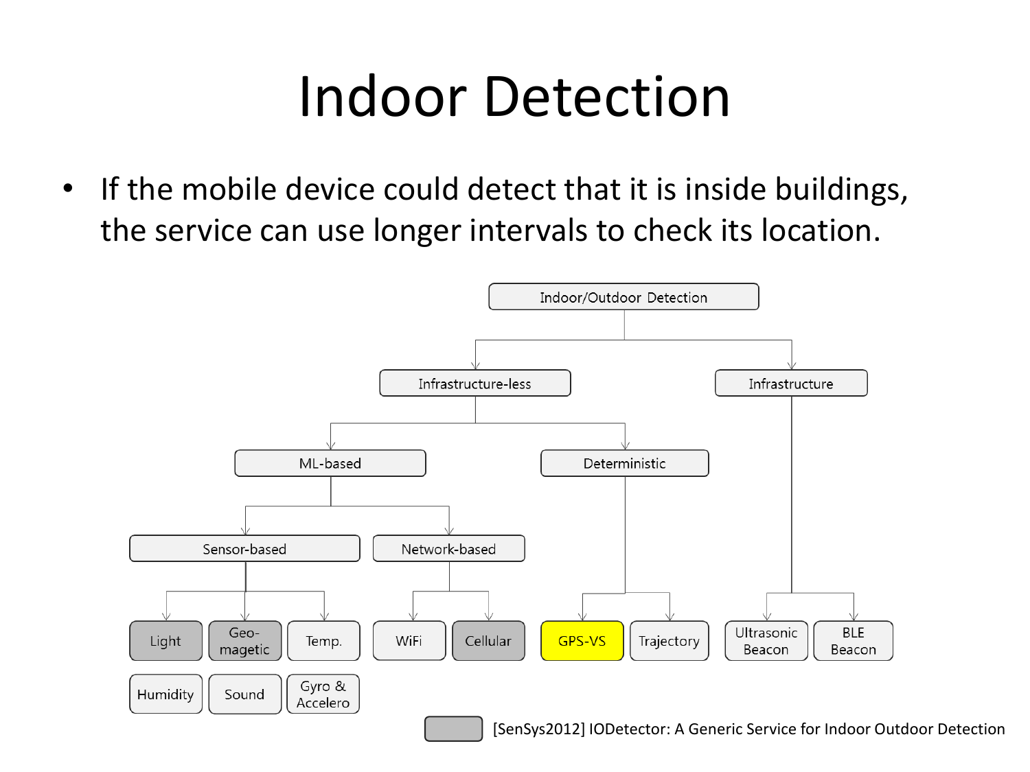# Indoor Detection

- If the mobile device could detect that it is inside buildings, the service can use longer intervals to check its location.

- Indoor/Outdoor Detection
  - Infrastructure-less
    - ML-based
      - Sensor-based
        - Light
        - Geo-magetic
        - Temp.
        - Humidity
        - Sound
        - Gyro & Accelero
      - Network-based
        - WiFi
        - Cellular
    - Deterministic
      - GPS-VS
      - Trajectory
  - Infrastructure
    - Ultrasonic Beacon
    - BLE Beacon

[SenSys2012] IODetector: A Generic Service for Indoor Outdoor Detection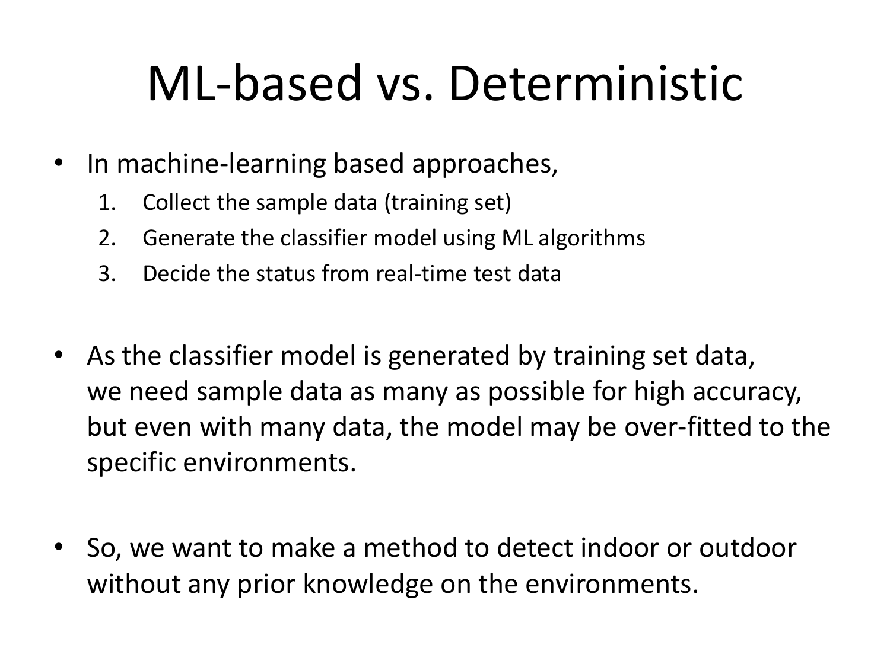# ML-based vs. Deterministic

- In machine-learning based approaches,
  1. Collect the sample data (training set)
  2. Generate the classifier model using ML algorithms
  3. Decide the status from real-time test data

- As the classifier model is generated by training set data, we need sample data as many as possible for high accuracy, but even with many data, the model may be over-fitted to the specific environments.

- So, we want to make a method to detect indoor or outdoor without any prior knowledge on the environments.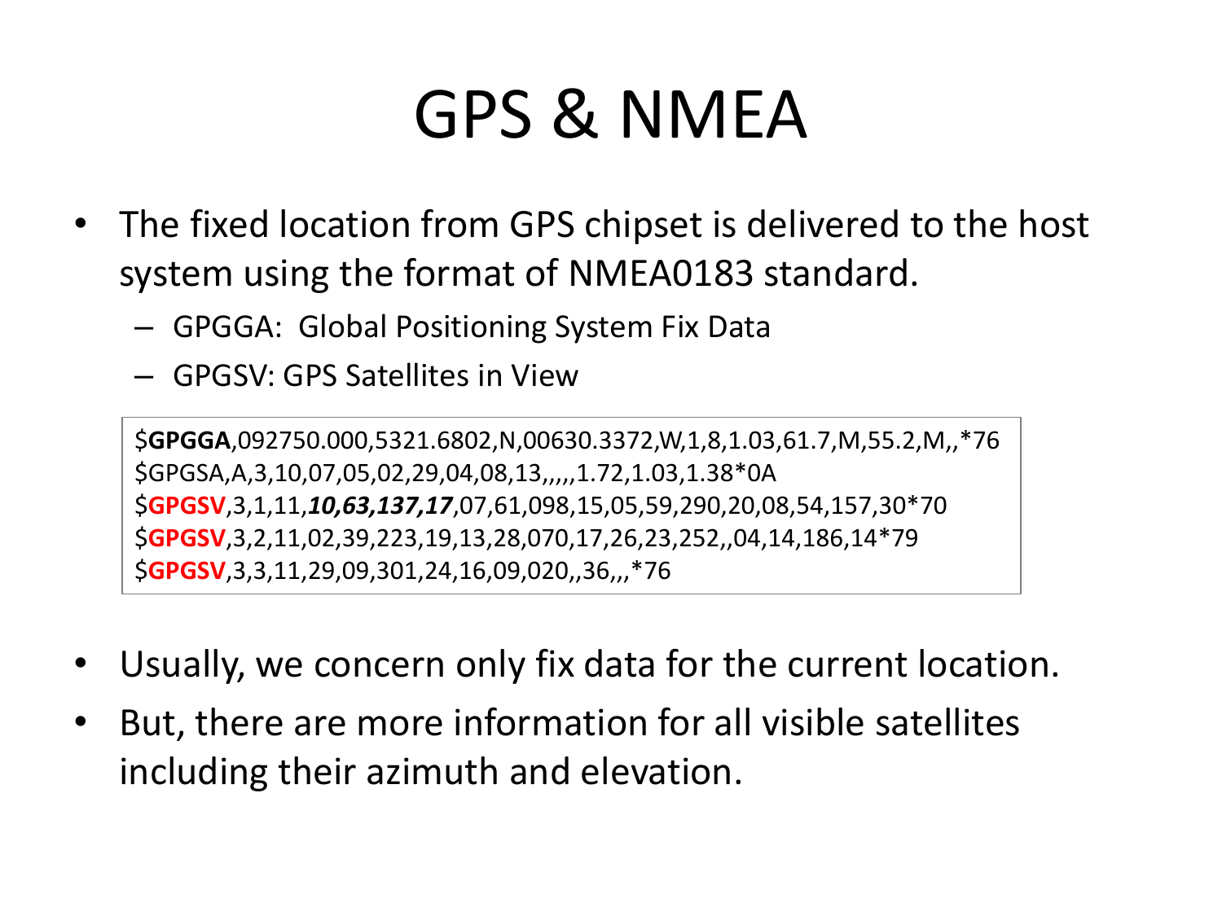# GPS & NMEA

- The fixed location from GPS chipset is delivered to the host system using the format of NMEA0183 standard.
  - GPGGA: Global Positioning System Fix Data
  - GPGSV: GPS Satellites in View

```
$GPGGA,092750.000,5321.6802,N,00630.3372,W,1,8,1.03,61.7,M,55.2,M,,*76
$GPGSA,A,3,10,07,05,02,29,04,08,13,,,,,1.72,1.03,1.38*0A
$GPGSV,3,1,11,10,63,137,17,07,61,098,15,05,59,290,20,08,54,157,30*70
$GPGSV,3,2,11,02,39,223,19,13,28,070,17,26,23,252,,04,14,186,14*79
$GPGSV,3,3,11,29,09,301,24,16,09,020,,36,,,*76
```

- Usually, we concern only fix data for the current location.
- But, there are more information for all visible satellites including their azimuth and elevation.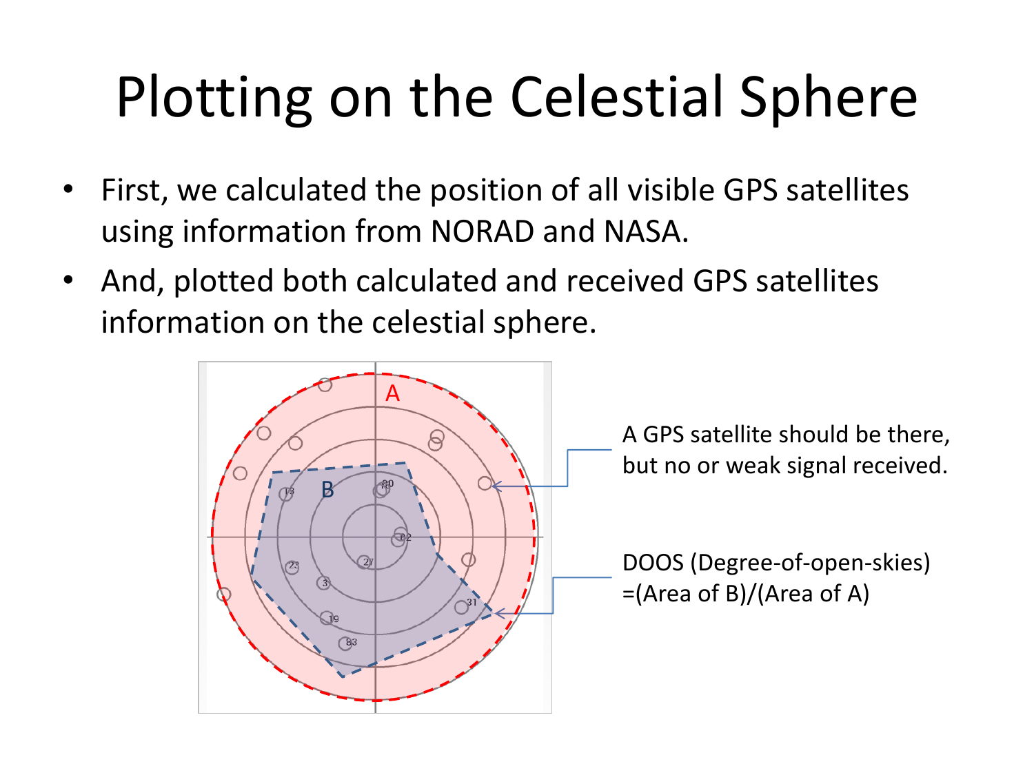# Plotting on the Celestial Sphere

- First, we calculated the position of all visible GPS satellites using information from NORAD and NASA.
- And, plotted both calculated and received GPS satellites information on the celestial sphere.

A GPS satellite should be there, but no or weak signal received.

DOOS (Degree-of-open-skies) =(Area of B)/(Area of A)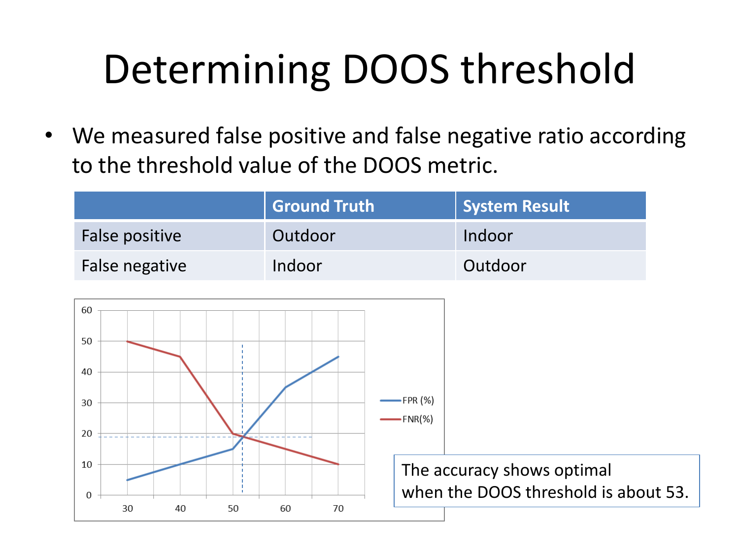# Determining DOOS threshold

- We measured false positive and false negative ratio according to the threshold value of the DOOS metric.

| | Ground Truth | System Result |
|---|---|---|
| False positive | Outdoor | Indoor |
| False negative | Indoor | Outdoor |

The accuracy shows optimal when the DOOS threshold is about 53.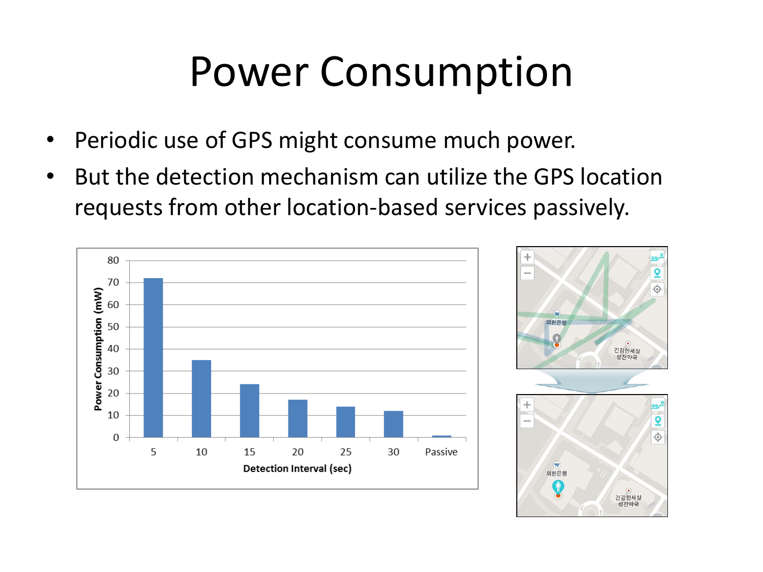# Power Consumption

- Periodic use of GPS might consume much power.
- But the detection mechanism can utilize the GPS location requests from other location-based services passively.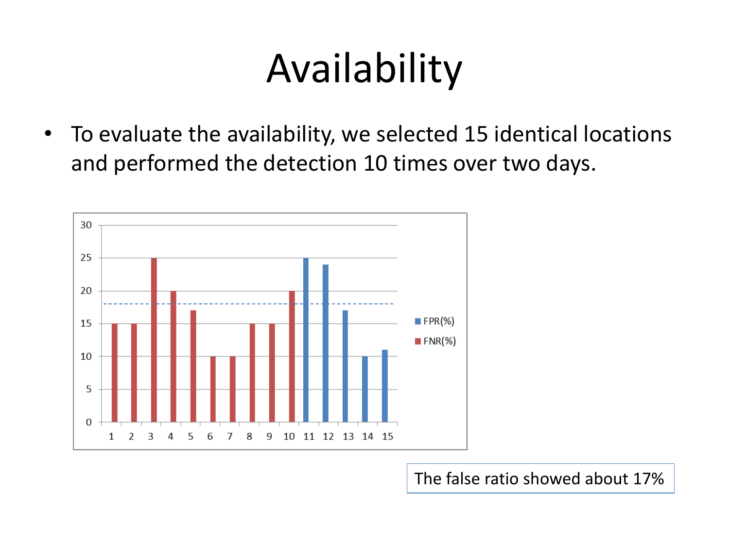# Availability

- To evaluate the availability, we selected 15 identical locations and performed the detection 10 times over two days.

The false ratio showed about 17%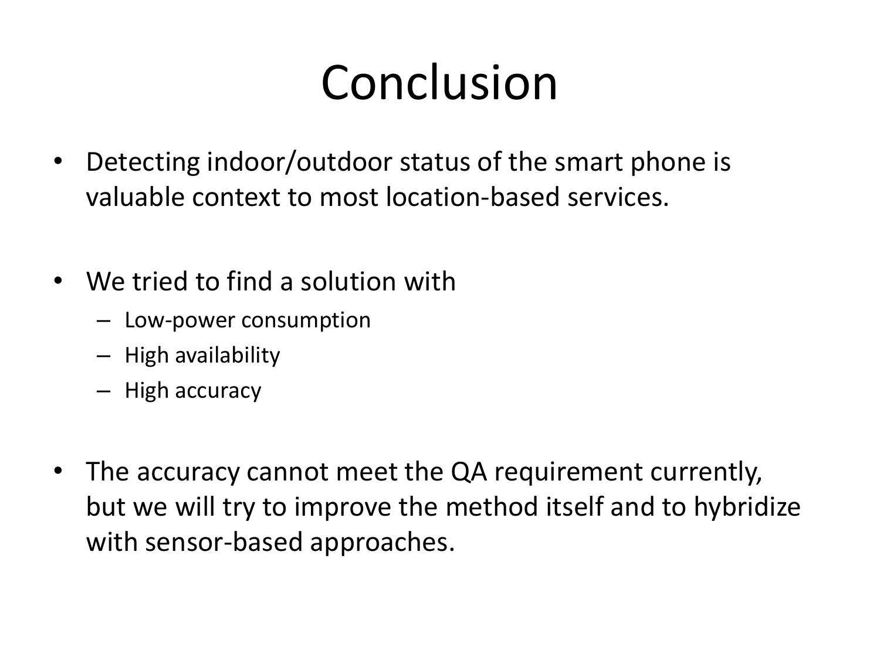# Conclusion

- Detecting indoor/outdoor status of the smart phone is valuable context to most location-based services.

- We tried to find a solution with
  - Low-power consumption
  - High availability
  - High accuracy

- The accuracy cannot meet the QA requirement currently, but we will try to improve the method itself and to hybridize with sensor-based approaches.